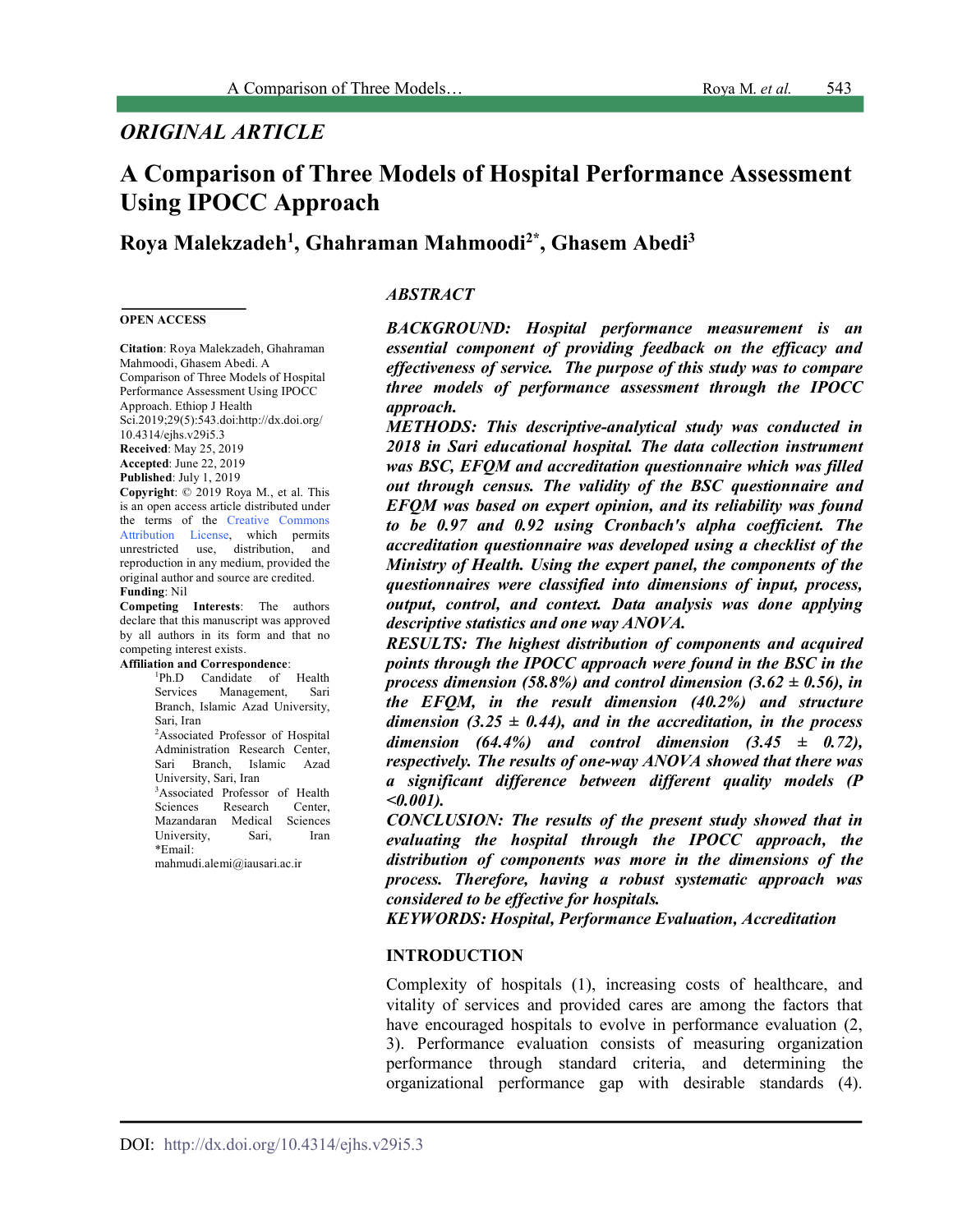## ORIGINAL ARTICLE

# A Comparison of Three Models of Hospital Performance Assessment Using IPOCC Approach

**Roya Malekzadeh[1], Ghahraman Mahmoodi[2*], Ghasem Abedi[3]**

**OPEN ACCESS**

**Citation**: Roya Malekzadeh, Ghahraman Mahmoodi, Ghasem Abedi. A Comparison of Three Models of Hospital Performance Assessment Using IPOCC Approach. Ethiop J Health Sci.2019;29(5):543.doi:http://dx.doi.org/10.4314/ejhs.v29i5.3

**Received**: May 25, 2019

**Accepted**: June 22, 2019

**Published**: July 1, 2019

**Copyright**: © 2019 Roya M., et al. This is an open access article distributed under the terms of the Creative Commons Attribution License, which permits unrestricted use, distribution, and reproduction in any medium, provided the original author and source are credited.

**Funding**: Nil

**Competing Interests**: The authors declare that this manuscript was approved by all authors in its form and that no competing interest exists.

**Affiliation and Correspondence**:

[1]Ph.D Candidate of Health Services Management, Sari Branch, Islamic Azad University, Sari, Iran

[2]Associated Professor of Hospital Administration Research Center, Sari Branch, Islamic Azad University, Sari, Iran

[3]Associated Professor of Health Sciences Research Center, Mazandaran Medical Sciences University, Sari, Iran

*Email: mahmudi.alemi@iausari.ac.ir

### ABSTRACT

***BACKGROUND:*** *Hospital performance measurement is an essential component of providing feedback on the efficacy and effectiveness of service. The purpose of this study was to compare three models of performance assessment through the IPOCC approach.*

***METHODS:*** *This descriptive-analytical study was conducted in 2018 in Sari educational hospital. The data collection instrument was BSC, EFQM and accreditation questionnaire which was filled out through census. The validity of the BSC questionnaire and EFQM was based on expert opinion, and its reliability was found to be 0.97 and 0.92 using Cronbach's alpha coefficient. The accreditation questionnaire was developed using a checklist of the Ministry of Health. Using the expert panel, the components of the questionnaires were classified into dimensions of input, process, output, control, and context. Data analysis was done applying descriptive statistics and one way ANOVA.*

***RESULTS:*** *The highest distribution of components and acquired points through the IPOCC approach were found in the BSC in the process dimension (58.8%) and control dimension (3.62 ± 0.56), in the EFQM, in the result dimension (40.2%) and structure dimension (3.25 ± 0.44), and in the accreditation, in the process dimension (64.4%) and control dimension (3.45 ± 0.72), respectively. The results of one-way ANOVA showed that there was a significant difference between different quality models (P <0.001).*

***CONCLUSION:*** *The results of the present study showed that in evaluating the hospital through the IPOCC approach, the distribution of components was more in the dimensions of the process. Therefore, having a robust systematic approach was considered to be effective for hospitals.*

***KEYWORDS:*** *Hospital, Performance Evaluation, Accreditation*

### INTRODUCTION

Complexity of hospitals (1), increasing costs of healthcare, and vitality of services and provided cares are among the factors that have encouraged hospitals to evolve in performance evaluation (2, 3). Performance evaluation consists of measuring organization performance through standard criteria, and determining the organizational performance gap with desirable standards (4).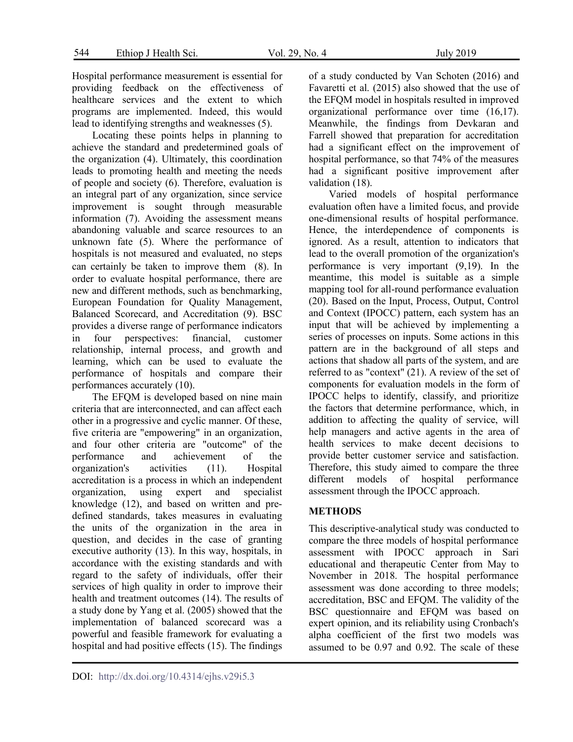Hospital performance measurement is essential for providing feedback on the effectiveness of healthcare services and the extent to which programs are implemented. Indeed, this would lead to identifying strengths and weaknesses (5).

Locating these points helps in planning to achieve the standard and predetermined goals of the organization (4). Ultimately, this coordination leads to promoting health and meeting the needs of people and society (6). Therefore, evaluation is an integral part of any organization, since service improvement is sought through measurable information (7). Avoiding the assessment means abandoning valuable and scarce resources to an unknown fate (5). Where the performance of hospitals is not measured and evaluated, no steps can certainly be taken to improve them (8). In order to evaluate hospital performance, there are new and different methods, such as benchmarking, European Foundation for Quality Management, Balanced Scorecard, and Accreditation (9). BSC provides a diverse range of performance indicators in four perspectives: financial, customer relationship, internal process, and growth and learning, which can be used to evaluate the performance of hospitals and compare their performances accurately (10).

The EFQM is developed based on nine main criteria that are interconnected, and can affect each other in a progressive and cyclic manner. Of these, five criteria are "empowering" in an organization, and four other criteria are "outcome" of the performance and achievement of the organization's activities (11). Hospital accreditation is a process in which an independent organization, using expert and specialist knowledge (12), and based on written and pre-defined standards, takes measures in evaluating the units of the organization in the area in question, and decides in the case of granting executive authority (13). In this way, hospitals, in accordance with the existing standards and with regard to the safety of individuals, offer their services of high quality in order to improve their health and treatment outcomes (14). The results of a study done by Yang et al. (2005) showed that the implementation of balanced scorecard was a powerful and feasible framework for evaluating a hospital and had positive effects (15). The findings of a study conducted by Van Schoten (2016) and Favaretti et al. (2015) also showed that the use of the EFQM model in hospitals resulted in improved organizational performance over time (16,17). Meanwhile, the findings from Devkaran and Farrell showed that preparation for accreditation had a significant effect on the improvement of hospital performance, so that 74% of the measures had a significant positive improvement after validation (18).

Varied models of hospital performance evaluation often have a limited focus, and provide one-dimensional results of hospital performance. Hence, the interdependence of components is ignored. As a result, attention to indicators that lead to the overall promotion of the organization's performance is very important (9,19). In the meantime, this model is suitable as a simple mapping tool for all-round performance evaluation (20). Based on the Input, Process, Output, Control and Context (IPOCC) pattern, each system has an input that will be achieved by implementing a series of processes on inputs. Some actions in this pattern are in the background of all steps and actions that shadow all parts of the system, and are referred to as "context" (21). A review of the set of components for evaluation models in the form of IPOCC helps to identify, classify, and prioritize the factors that determine performance, which, in addition to affecting the quality of service, will help managers and active agents in the area of health services to make decent decisions to provide better customer service and satisfaction. Therefore, this study aimed to compare the three different models of hospital performance assessment through the IPOCC approach.

## METHODS

This descriptive-analytical study was conducted to compare the three models of hospital performance assessment with IPOCC approach in Sari educational and therapeutic Center from May to November in 2018. The hospital performance assessment was done according to three models; accreditation, BSC and EFQM. The validity of the BSC questionnaire and EFQM was based on expert opinion, and its reliability using Cronbach's alpha coefficient of the first two models was assumed to be 0.97 and 0.92. The scale of these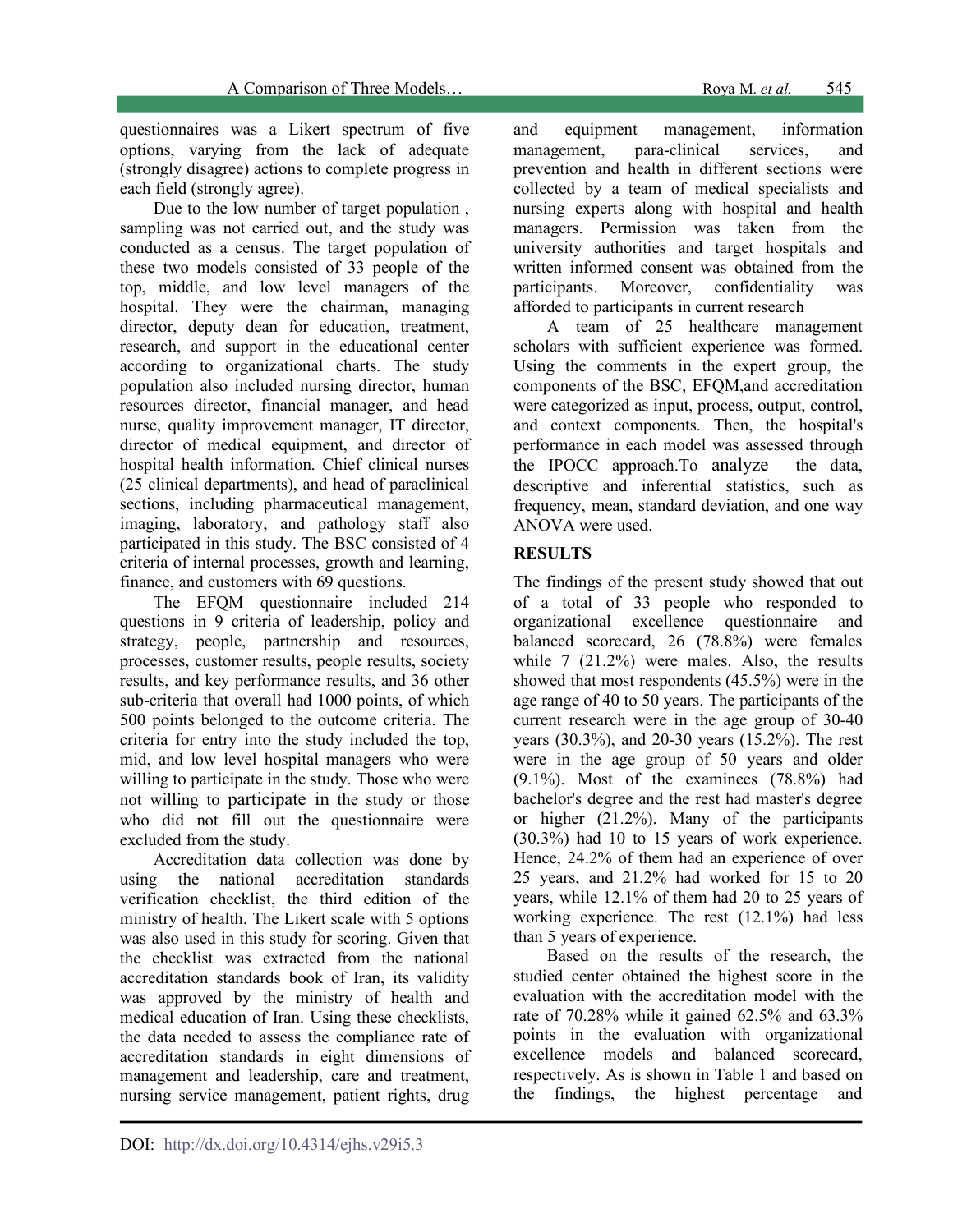questionnaires was a Likert spectrum of five options, varying from the lack of adequate (strongly disagree) actions to complete progress in each field (strongly agree).

Due to the low number of target population , sampling was not carried out, and the study was conducted as a census. The target population of these two models consisted of 33 people of the top, middle, and low level managers of the hospital. They were the chairman, managing director, deputy dean for education, treatment, research, and support in the educational center according to organizational charts. The study population also included nursing director, human resources director, financial manager, and head nurse, quality improvement manager, IT director, director of medical equipment, and director of hospital health information. Chief clinical nurses (25 clinical departments), and head of paraclinical sections, including pharmaceutical management, imaging, laboratory, and pathology staff also participated in this study. The BSC consisted of 4 criteria of internal processes, growth and learning, finance, and customers with 69 questions.

The EFQM questionnaire included 214 questions in 9 criteria of leadership, policy and strategy, people, partnership and resources, processes, customer results, people results, society results, and key performance results, and 36 other sub-criteria that overall had 1000 points, of which 500 points belonged to the outcome criteria. The criteria for entry into the study included the top, mid, and low level hospital managers who were willing to participate in the study. Those who were not willing to participate in the study or those who did not fill out the questionnaire were excluded from the study.

Accreditation data collection was done by using the national accreditation standards verification checklist, the third edition of the ministry of health. The Likert scale with 5 options was also used in this study for scoring. Given that the checklist was extracted from the national accreditation standards book of Iran, its validity was approved by the ministry of health and medical education of Iran. Using these checklists, the data needed to assess the compliance rate of accreditation standards in eight dimensions of management and leadership, care and treatment, nursing service management, patient rights, drug and equipment management, information management, para-clinical services, and prevention and health in different sections were collected by a team of medical specialists and nursing experts along with hospital and health managers. Permission was taken from the university authorities and target hospitals and written informed consent was obtained from the participants. Moreover, confidentiality was afforded to participants in current research

A team of 25 healthcare management scholars with sufficient experience was formed. Using the comments in the expert group, the components of the BSC, EFQM,and accreditation were categorized as input, process, output, control, and context components. Then, the hospital's performance in each model was assessed through the IPOCC approach.To analyze the data, descriptive and inferential statistics, such as frequency, mean, standard deviation, and one way ANOVA were used.

## RESULTS

The findings of the present study showed that out of a total of 33 people who responded to organizational excellence questionnaire and balanced scorecard, 26 (78.8%) were females while 7 (21.2%) were males. Also, the results showed that most respondents (45.5%) were in the age range of 40 to 50 years. The participants of the current research were in the age group of 30-40 years (30.3%), and 20-30 years (15.2%). The rest were in the age group of 50 years and older (9.1%). Most of the examinees (78.8%) had bachelor's degree and the rest had master's degree or higher (21.2%). Many of the participants (30.3%) had 10 to 15 years of work experience. Hence, 24.2% of them had an experience of over 25 years, and 21.2% had worked for 15 to 20 years, while 12.1% of them had 20 to 25 years of working experience. The rest (12.1%) had less than 5 years of experience.

Based on the results of the research, the studied center obtained the highest score in the evaluation with the accreditation model with the rate of 70.28% while it gained 62.5% and 63.3% points in the evaluation with organizational excellence models and balanced scorecard, respectively. As is shown in Table 1 and based on the findings, the highest percentage and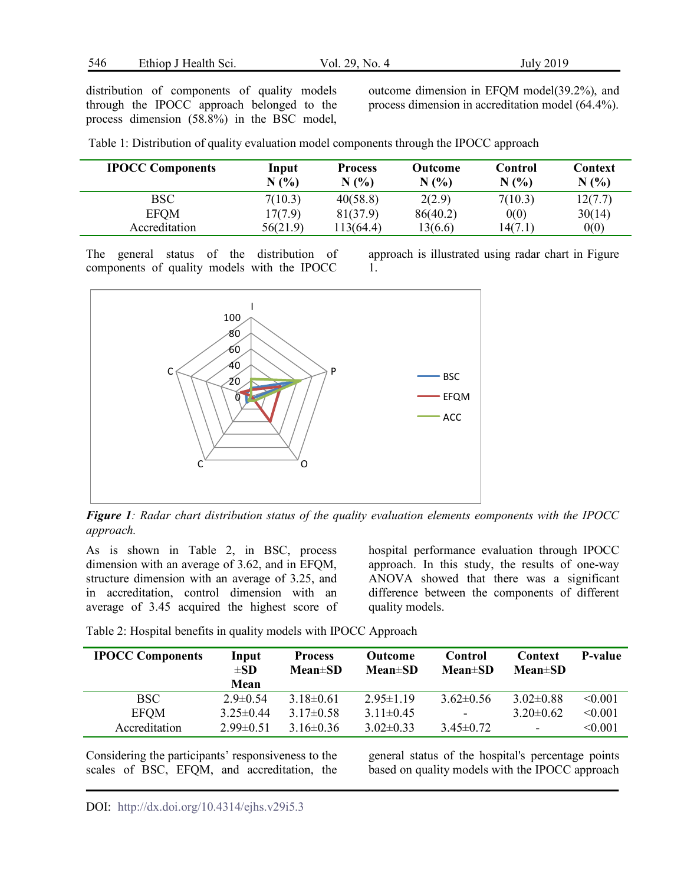distribution of components of quality models through the IPOCC approach belonged to the process dimension (58.8%) in the BSC model, outcome dimension in EFQM model(39.2%), and process dimension in accreditation model (64.4%).

Table 1: Distribution of quality evaluation model components through the IPOCC approach

| IPOCC Components | Input N (%) | Process N (%) | Outcome N (%) | Control N (%) | Context N (%) |
|---|---|---|---|---|---|
| BSC | 7(10.3) | 40(58.8) | 2(2.9) | 7(10.3) | 12(7.7) |
| EFQM | 17(7.9) | 81(37.9) | 86(40.2) | 0(0) | 30(14) |
| Accreditation | 56(21.9) | 113(64.4) | 13(6.6) | 14(7.1) | 0(0) |

The general status of the distribution of components of quality models with the IPOCC approach is illustrated using radar chart in Figure 1.

***Figure 1****: Radar chart distribution status of the quality evaluation elements eomponents with the IPOCC approach.*

As is shown in Table 2, in BSC, process dimension with an average of 3.62, and in EFQM, structure dimension with an average of 3.25, and in accreditation, control dimension with an average of 3.45 acquired the highest score of hospital performance evaluation through IPOCC approach. In this study, the results of one-way ANOVA showed that there was a significant difference between the components of different quality models.

Table 2: Hospital benefits in quality models with IPOCC Approach

| IPOCC Components | Input ±SD Mean | Process Mean±SD | Outcome Mean±SD | Control Mean±SD | Context Mean±SD | P-value |
|---|---|---|---|---|---|---|
| BSC | 2.9±0.54 | 3.18±0.61 | 2.95±1.19 | 3.62±0.56 | 3.02±0.88 | <0.001 |
| EFQM | 3.25±0.44 | 3.17±0.58 | 3.11±0.45 | - | 3.20±0.62 | <0.001 |
| Accreditation | 2.99±0.51 | 3.16±0.36 | 3.02±0.33 | 3.45±0.72 | - | <0.001 |

Considering the participants' responsiveness to the scales of BSC, EFQM, and accreditation, the general status of the hospital's percentage points based on quality models with the IPOCC approach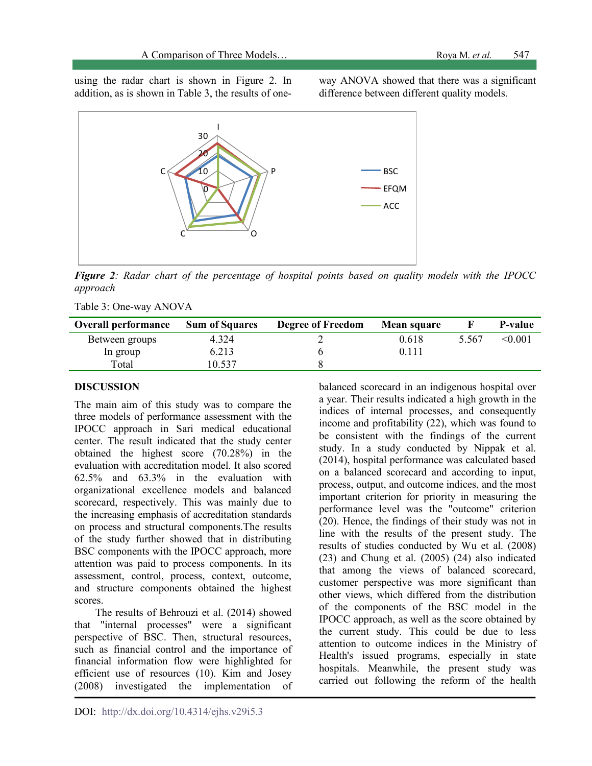using the radar chart is shown in Figure 2. In addition, as is shown in Table 3, the results of one-way ANOVA showed that there was a significant difference between different quality models.

***Figure 2****: Radar chart of the percentage of hospital points based on quality models with the IPOCC approach*

Table 3: One-way ANOVA

| Overall performance | Sum of Squares | Degree of Freedom | Mean square | F | P-value |
|---|---|---|---|---|---|
| Between groups | 4.324 | 2 | 0.618 | 5.567 | <0.001 |
| In group | 6.213 | 6 | 0.111 | | |
| Total | 10.537 | 8 | | | |

## DISCUSSION

The main aim of this study was to compare the three models of performance assessment with the IPOCC approach in Sari medical educational center. The result indicated that the study center obtained the highest score (70.28%) in the evaluation with accreditation model. It also scored 62.5% and 63.3% in the evaluation with organizational excellence models and balanced scorecard, respectively. This was mainly due to the increasing emphasis of accreditation standards on process and structural components.The results of the study further showed that in distributing BSC components with the IPOCC approach, more attention was paid to process components. In its assessment, control, process, context, outcome, and structure components obtained the highest scores.

The results of Behrouzi et al. (2014) showed that "internal processes" were a significant perspective of BSC. Then, structural resources, such as financial control and the importance of financial information flow were highlighted for efficient use of resources (10). Kim and Josey (2008) investigated the implementation of balanced scorecard in an indigenous hospital over a year. Their results indicated a high growth in the indices of internal processes, and consequently income and profitability (22), which was found to be consistent with the findings of the current study. In a study conducted by Nippak et al. (2014), hospital performance was calculated based on a balanced scorecard and according to input, process, output, and outcome indices, and the most important criterion for priority in measuring the performance level was the "outcome" criterion (20). Hence, the findings of their study was not in line with the results of the present study. The results of studies conducted by Wu et al. (2008) (23) and Chung et al. (2005) (24) also indicated that among the views of balanced scorecard, customer perspective was more significant than other views, which differed from the distribution of the components of the BSC model in the IPOCC approach, as well as the score obtained by the current study. This could be due to less attention to outcome indices in the Ministry of Health's issued programs, especially in state hospitals. Meanwhile, the present study was carried out following the reform of the health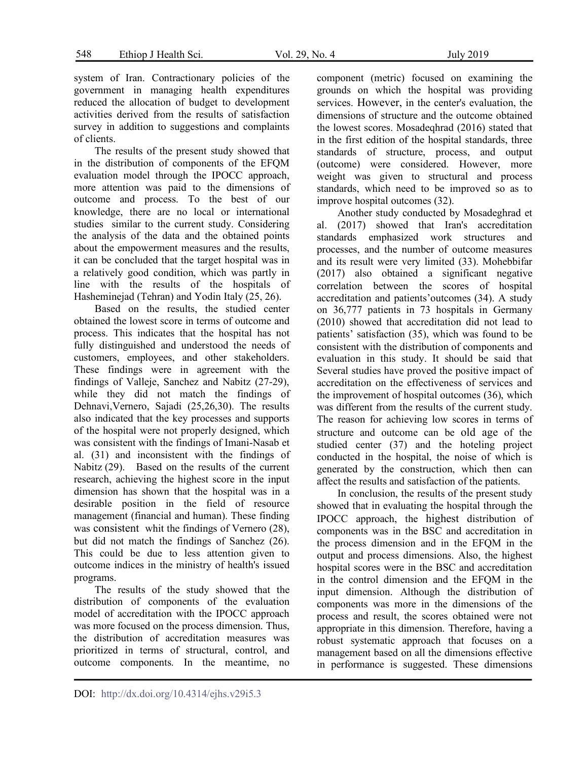system of Iran. Contractionary policies of the government in managing health expenditures reduced the allocation of budget to development activities derived from the results of satisfaction survey in addition to suggestions and complaints of clients.

The results of the present study showed that in the distribution of components of the EFQM evaluation model through the IPOCC approach, more attention was paid to the dimensions of outcome and process. To the best of our knowledge, there are no local or international studies similar to the current study. Considering the analysis of the data and the obtained points about the empowerment measures and the results, it can be concluded that the target hospital was in a relatively good condition, which was partly in line with the results of the hospitals of Hasheminejad (Tehran) and Yodin Italy (25, 26).

Based on the results, the studied center obtained the lowest score in terms of outcome and process. This indicates that the hospital has not fully distinguished and understood the needs of customers, employees, and other stakeholders. These findings were in agreement with the findings of Valleje, Sanchez and Nabitz (27-29), while they did not match the findings of Dehnavi,Vernero, Sajadi (25,26,30). The results also indicated that the key processes and supports of the hospital were not properly designed, which was consistent with the findings of Imani-Nasab et al. (31) and inconsistent with the findings of Nabitz (29). Based on the results of the current research, achieving the highest score in the input dimension has shown that the hospital was in a desirable position in the field of resource management (financial and human). These finding was consistent whit the findings of Vernero (28), but did not match the findings of Sanchez (26). This could be due to less attention given to outcome indices in the ministry of health's issued programs.

The results of the study showed that the distribution of components of the evaluation model of accreditation with the IPOCC approach was more focused on the process dimension. Thus, the distribution of accreditation measures was prioritized in terms of structural, control, and outcome components. In the meantime, no component (metric) focused on examining the grounds on which the hospital was providing services. However, in the center's evaluation, the dimensions of structure and the outcome obtained the lowest scores. Mosadeqhrad (2016) stated that in the first edition of the hospital standards, three standards of structure, process, and output (outcome) were considered. However, more weight was given to structural and process standards, which need to be improved so as to improve hospital outcomes (32).

Another study conducted by Mosadeghrad et al. (2017) showed that Iran's accreditation standards emphasized work structures and processes, and the number of outcome measures and its result were very limited (33). Mohebbifar (2017) also obtained a significant negative correlation between the scores of hospital accreditation and patients'outcomes (34). A study on 36,777 patients in 73 hospitals in Germany (2010) showed that accreditation did not lead to patients' satisfaction (35), which was found to be consistent with the distribution of components and evaluation in this study. It should be said that Several studies have proved the positive impact of accreditation on the effectiveness of services and the improvement of hospital outcomes (36), which was different from the results of the current study. The reason for achieving low scores in terms of structure and outcome can be old age of the studied center (37) and the hoteling project conducted in the hospital, the noise of which is generated by the construction, which then can affect the results and satisfaction of the patients.

In conclusion, the results of the present study showed that in evaluating the hospital through the IPOCC approach, the highest distribution of components was in the BSC and accreditation in the process dimension and in the EFQM in the output and process dimensions. Also, the highest hospital scores were in the BSC and accreditation in the control dimension and the EFQM in the input dimension. Although the distribution of components was more in the dimensions of the process and result, the scores obtained were not appropriate in this dimension. Therefore, having a robust systematic approach that focuses on a management based on all the dimensions effective in performance is suggested. These dimensions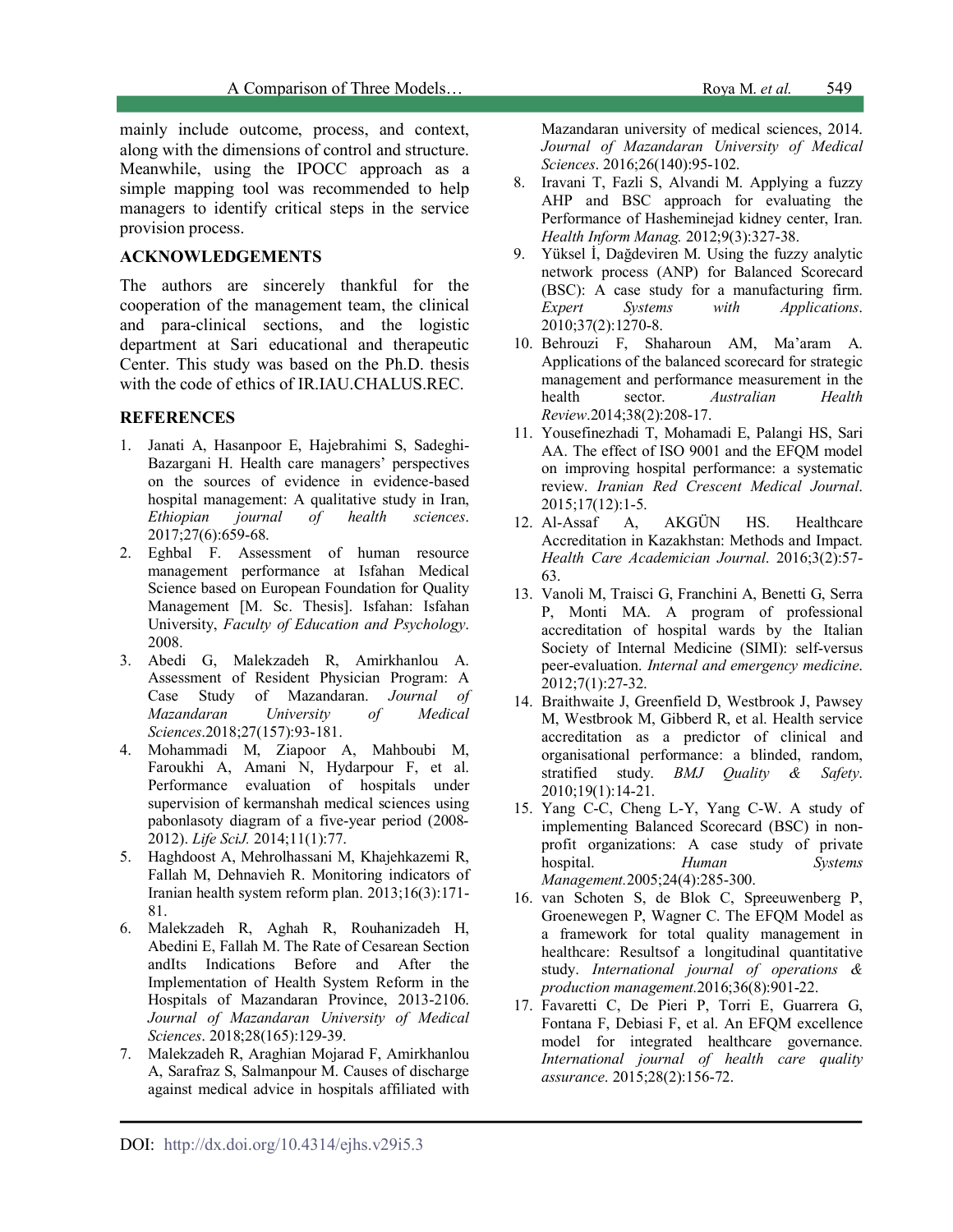mainly include outcome, process, and context, along with the dimensions of control and structure. Meanwhile, using the IPOCC approach as a simple mapping tool was recommended to help managers to identify critical steps in the service provision process.

## ACKNOWLEDGEMENTS

The authors are sincerely thankful for the cooperation of the management team, the clinical and para-clinical sections, and the logistic department at Sari educational and therapeutic Center. This study was based on the Ph.D. thesis with the code of ethics of IR.IAU.CHALUS.REC.

## REFERENCES

1. Janati A, Hasanpoor E, Hajebrahimi S, Sadeghi-Bazargani H. Health care managers' perspectives on the sources of evidence in evidence-based hospital management: A qualitative study in Iran, *Ethiopian journal of health sciences*. 2017;27(6):659-68.
2. Eghbal F. Assessment of human resource management performance at Isfahan Medical Science based on European Foundation for Quality Management [M. Sc. Thesis]. Isfahan: Isfahan University, *Faculty of Education and Psychology*. 2008.
3. Abedi G, Malekzadeh R, Amirkhanlou A. Assessment of Resident Physician Program: A Case Study of Mazandaran. *Journal of Mazandaran University of Medical Sciences*.2018;27(157):93-181.
4. Mohammadi M, Ziapoor A, Mahboubi M, Faroukhi A, Amani N, Hydarpour F, et al. Performance evaluation of hospitals under supervision of kermanshah medical sciences using pabonlasoty diagram of a five-year period (2008-2012). *Life SciJ.* 2014;11(1):77.
5. Haghdoost A, Mehrolhassani M, Khajehkazemi R, Fallah M, Dehnavieh R. Monitoring indicators of Iranian health system reform plan. 2013;16(3):171-81.
6. Malekzadeh R, Aghah R, Rouhanizadeh H, Abedini E, Fallah M. The Rate of Cesarean Section andIts Indications Before and After the Implementation of Health System Reform in the Hospitals of Mazandaran Province, 2013-2106. *Journal of Mazandaran University of Medical Sciences*. 2018;28(165):129-39.
7. Malekzadeh R, Araghian Mojarad F, Amirkhanlou A, Sarafraz S, Salmanpour M. Causes of discharge against medical advice in hospitals affiliated with Mazandaran university of medical sciences, 2014. *Journal of Mazandaran University of Medical Sciences*. 2016;26(140):95-102.
8. Iravani T, Fazli S, Alvandi M. Applying a fuzzy AHP and BSC approach for evaluating the Performance of Hasheminejad kidney center, Iran. *Health Inform Manag.* 2012;9(3):327-38.
9. Yüksel İ, Dağdeviren M. Using the fuzzy analytic network process (ANP) for Balanced Scorecard (BSC): A case study for a manufacturing firm. *Expert Systems with Applications*. 2010;37(2):1270-8.
10. Behrouzi F, Shaharoun AM, Ma'aram A. Applications of the balanced scorecard for strategic management and performance measurement in the health sector. *Australian Health Review*.2014;38(2):208-17.
11. Yousefinezhadi T, Mohamadi E, Palangi HS, Sari AA. The effect of ISO 9001 and the EFQM model on improving hospital performance: a systematic review. *Iranian Red Crescent Medical Journal*. 2015;17(12):1-5.
12. Al-Assaf A, AKGÜN HS. Healthcare Accreditation in Kazakhstan: Methods and Impact. *Health Care Academician Journal*. 2016;3(2):57-63.
13. Vanoli M, Traisci G, Franchini A, Benetti G, Serra P, Monti MA. A program of professional accreditation of hospital wards by the Italian Society of Internal Medicine (SIMI): self-versus peer-evaluation. *Internal and emergency medicine*. 2012;7(1):27-32.
14. Braithwaite J, Greenfield D, Westbrook J, Pawsey M, Westbrook M, Gibberd R, et al. Health service accreditation as a predictor of clinical and organisational performance: a blinded, random, stratified study. *BMJ Quality & Safety*. 2010;19(1):14-21.
15. Yang C-C, Cheng L-Y, Yang C-W. A study of implementing Balanced Scorecard (BSC) in non-profit organizations: A case study of private hospital. *Human Systems Management*.2005;24(4):285-300.
16. van Schoten S, de Blok C, Spreeuwenberg P, Groenewegen P, Wagner C. The EFQM Model as a framework for total quality management in healthcare: Resultsof a longitudinal quantitative study. *International journal of operations & production management*.2016;36(8):901-22.
17. Favaretti C, De Pieri P, Torri E, Guarrera G, Fontana F, Debiasi F, et al. An EFQM excellence model for integrated healthcare governance. *International journal of health care quality assurance*. 2015;28(2):156-72.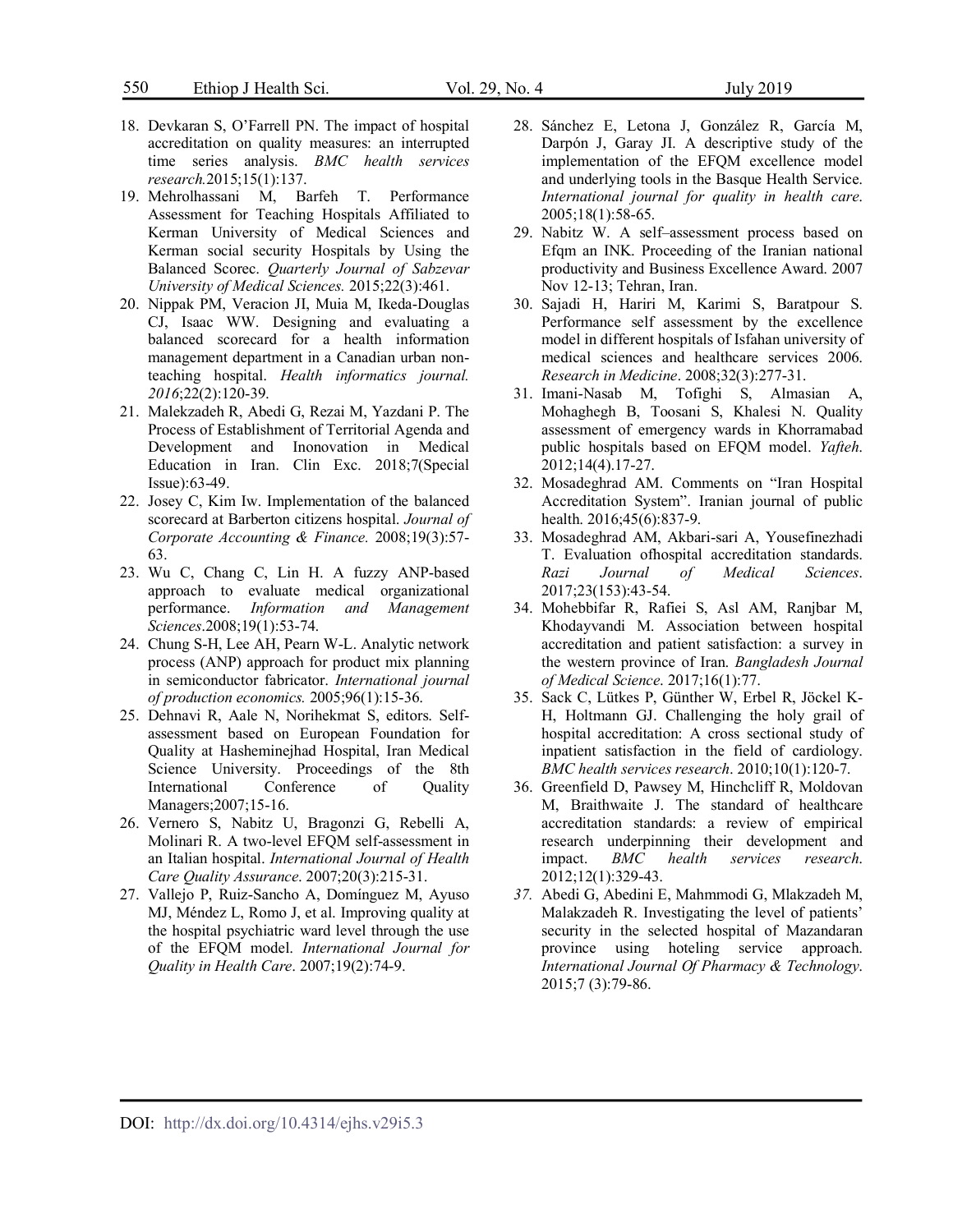18. Devkaran S, O'Farrell PN. The impact of hospital accreditation on quality measures: an interrupted time series analysis. *BMC health services research.*2015;15(1):137.
19. Mehrolhassani M, Barfeh T. Performance Assessment for Teaching Hospitals Affiliated to Kerman University of Medical Sciences and Kerman social security Hospitals by Using the Balanced Scorec. *Quarterly Journal of Sabzevar University of Medical Sciences.* 2015;22(3):461.
20. Nippak PM, Veracion JI, Muia M, Ikeda-Douglas CJ, Isaac WW. Designing and evaluating a balanced scorecard for a health information management department in a Canadian urban non-teaching hospital. *Health informatics journal. 2016*;22(2):120-39.
21. Malekzadeh R, Abedi G, Rezai M, Yazdani P. The Process of Establishment of Territorial Agenda and Development and Inonovation in Medical Education in Iran. Clin Exc. 2018;7(Special Issue):63-49.
22. Josey C, Kim Iw. Implementation of the balanced scorecard at Barberton citizens hospital. *Journal of Corporate Accounting & Finance.* 2008;19(3):57-63.
23. Wu C, Chang C, Lin H. A fuzzy ANP-based approach to evaluate medical organizational performance. *Information and Management Sciences*.2008;19(1):53-74.
24. Chung S-H, Lee AH, Pearn W-L. Analytic network process (ANP) approach for product mix planning in semiconductor fabricator. *International journal of production economics.* 2005;96(1):15-36.
25. Dehnavi R, Aale N, Norihekmat S, editors. Self-assessment based on European Foundation for Quality at Hasheminejhad Hospital, Iran Medical Science University. Proceedings of the 8th International Conference of Quality Managers;2007;15-16.
26. Vernero S, Nabitz U, Bragonzi G, Rebelli A, Molinari R. A two-level EFQM self-assessment in an Italian hospital. *International Journal of Health Care Quality Assurance*. 2007;20(3):215-31.
27. Vallejo P, Ruiz-Sancho A, Domínguez M, Ayuso MJ, Méndez L, Romo J, et al. Improving quality at the hospital psychiatric ward level through the use of the EFQM model. *International Journal for Quality in Health Care*. 2007;19(2):74-9.
28. Sánchez E, Letona J, González R, García M, Darpón J, Garay JI. A descriptive study of the implementation of the EFQM excellence model and underlying tools in the Basque Health Service. *International journal for quality in health care*. 2005;18(1):58-65.
29. Nabitz W. A self–assessment process based on Efqm an INK. Proceeding of the Iranian national productivity and Business Excellence Award. 2007 Nov 12-13; Tehran, Iran.
30. Sajadi H, Hariri M, Karimi S, Baratpour S. Performance self assessment by the excellence model in different hospitals of Isfahan university of medical sciences and healthcare services 2006. *Research in Medicine*. 2008;32(3):277-31.
31. Imani-Nasab M, Tofighi S, Almasian A, Mohaghegh B, Toosani S, Khalesi N. Quality assessment of emergency wards in Khorramabad public hospitals based on EFQM model. *Yafteh*. 2012;14(4).17-27.
32. Mosadeghrad AM. Comments on "Iran Hospital Accreditation System". Iranian journal of public health. 2016;45(6):837-9.
33. Mosadeghrad AM, Akbari-sari A, Yousefinezhadi T. Evaluation ofhospital accreditation standards. *Razi Journal of Medical Sciences*. 2017;23(153):43-54.
34. Mohebbifar R, Rafiei S, Asl AM, Ranjbar M, Khodayvandi M. Association between hospital accreditation and patient satisfaction: a survey in the western province of Iran. *Bangladesh Journal of Medical Science*. 2017;16(1):77.
35. Sack C, Lütkes P, Günther W, Erbel R, Jöckel K-H, Holtmann GJ. Challenging the holy grail of hospital accreditation: A cross sectional study of inpatient satisfaction in the field of cardiology. *BMC health services research*. 2010;10(1):120-7.
36. Greenfield D, Pawsey M, Hinchcliff R, Moldovan M, Braithwaite J. The standard of healthcare accreditation standards: a review of empirical research underpinning their development and impact. *BMC health services research*. 2012;12(1):329-43.
37. Abedi G, Abedini E, Mahmmodi G, Mlakzadeh M, Malakzadeh R. Investigating the level of patients' security in the selected hospital of Mazandaran province using hoteling service approach. *International Journal Of Pharmacy & Technology*. 2015;7 (3):79-86.

DOI: http://dx.doi.org/10.4314/ejhs.v29i5.3